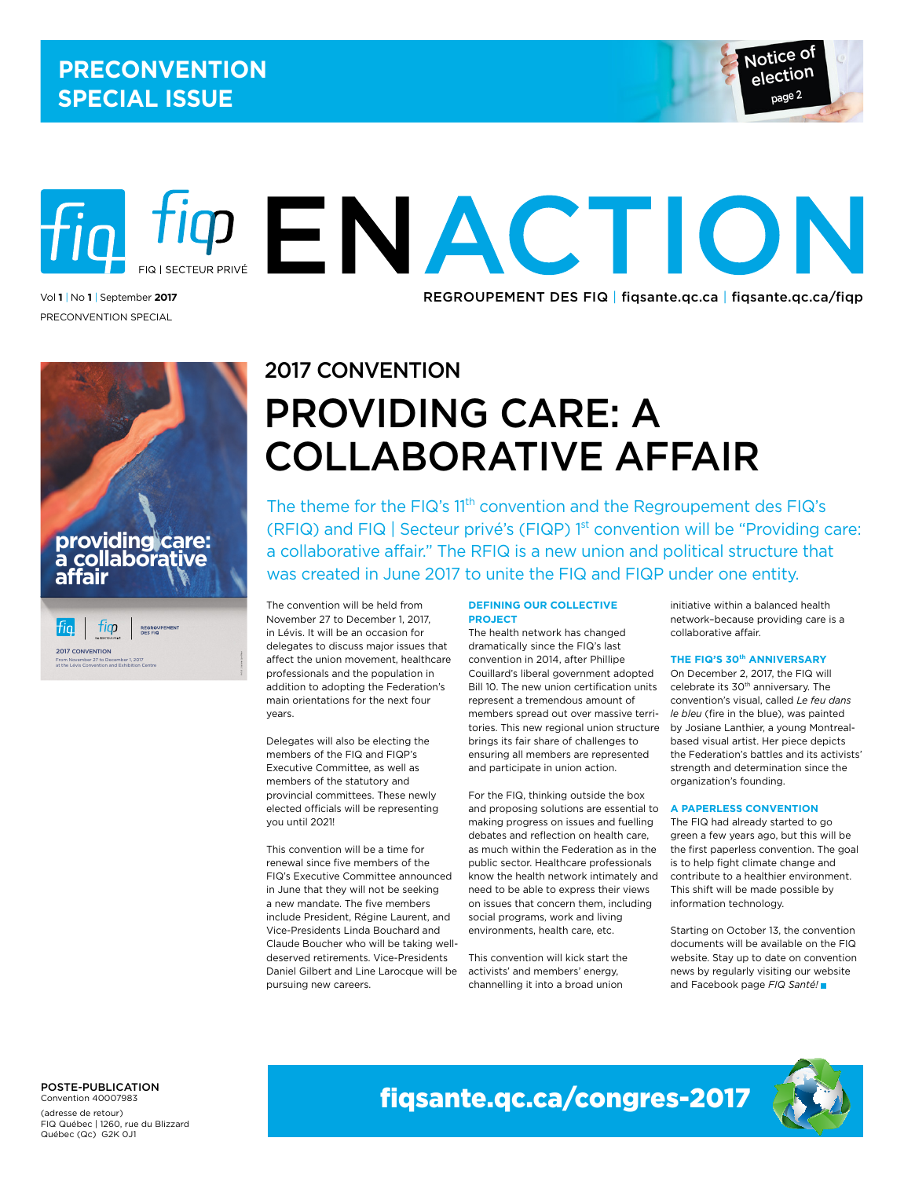# PRECONVENTION SPECIAL ISSUE

Notice of election page 2

fiq fiqp FIQ | SECTEUR PRIVÉ

# EN ACTION

Vol **1** | No **1** | September **2017**

PRECONVENTION SPECIAL

REGROUPEMENT DES FIQ | fiqsante.qc.ca | fiqsante.qc.ca/fiqp

providing care: a collaborative affair

fiq | fiqp | REGROUPEMENT DES FIQ

2017 CONVENTION

From November 27 to December 1, 2017 at the Lévis Convention and Exhibition Centre

## 2017 CONVENTION

# PROVIDING CARE: A COLLABORATIVE AFFAIR

The theme for the FIQ's 11th convention and the Regroupement des FIQ's (RFIQ) and FIQ | Secteur privé's (FIQP) 1st convention will be "Providing care: a collaborative affair." The RFIQ is a new union and political structure that was created in June 2017 to unite the FIQ and FIQP under one entity.

The convention will be held from November 27 to December 1, 2017, in Lévis. It will be an occasion for delegates to discuss major issues that affect the union movement, healthcare professionals and the population in addition to adopting the Federation's main orientations for the next four years.

Delegates will also be electing the members of the FIQ and FIQP's Executive Committee, as well as members of the statutory and provincial committees. These newly elected officials will be representing you until 2021!

This convention will be a time for renewal since five members of the FIQ's Executive Committee announced in June that they will not be seeking a new mandate. The five members include President, Régine Laurent, and Vice-Presidents Linda Bouchard and Claude Boucher who will be taking well-deserved retirements. Vice-Presidents Daniel Gilbert and Line Larocque will be pursuing new careers.

### DEFINING OUR COLLECTIVE PROJECT

The health network has changed dramatically since the FIQ's last convention in 2014, after Phillipe Couillard's liberal government adopted Bill 10. The new union certification units represent a tremendous amount of members spread out over massive territories. This new regional union structure brings its fair share of challenges to ensuring all members are represented and participate in union action.

For the FIQ, thinking outside the box and proposing solutions are essential to making progress on issues and fuelling debates and reflection on health care, as much within the Federation as in the public sector. Healthcare professionals know the health network intimately and need to be able to express their views on issues that concern them, including social programs, work and living environments, health care, etc.

This convention will kick start the activists' and members' energy, channelling it into a broad union initiative within a balanced health network–because providing care is a collaborative affair.

### THE FIQ'S 30th ANNIVERSARY

On December 2, 2017, the FIQ will celebrate its 30th anniversary. The convention's visual, called *Le feu dans le bleu* (fire in the blue), was painted by Josiane Lanthier, a young Montreal-based visual artist. Her piece depicts the Federation's battles and its activists' strength and determination since the organization's founding.

### A PAPERLESS CONVENTION

The FIQ had already started to go green a few years ago, but this will be the first paperless convention. The goal is to help fight climate change and contribute to a healthier environment. This shift will be made possible by information technology.

Starting on October 13, the convention documents will be available on the FIQ website. Stay up to date on convention news by regularly visiting our website and Facebook page *FIQ Santé!*

**POSTE-PUBLICATION**
Convention 40007983

(adresse de retour)
FIQ Québec | 1260, rue du Blizzard
Québec (Qc) G2K 0J1

**fiqsante.qc.ca/congres-2017**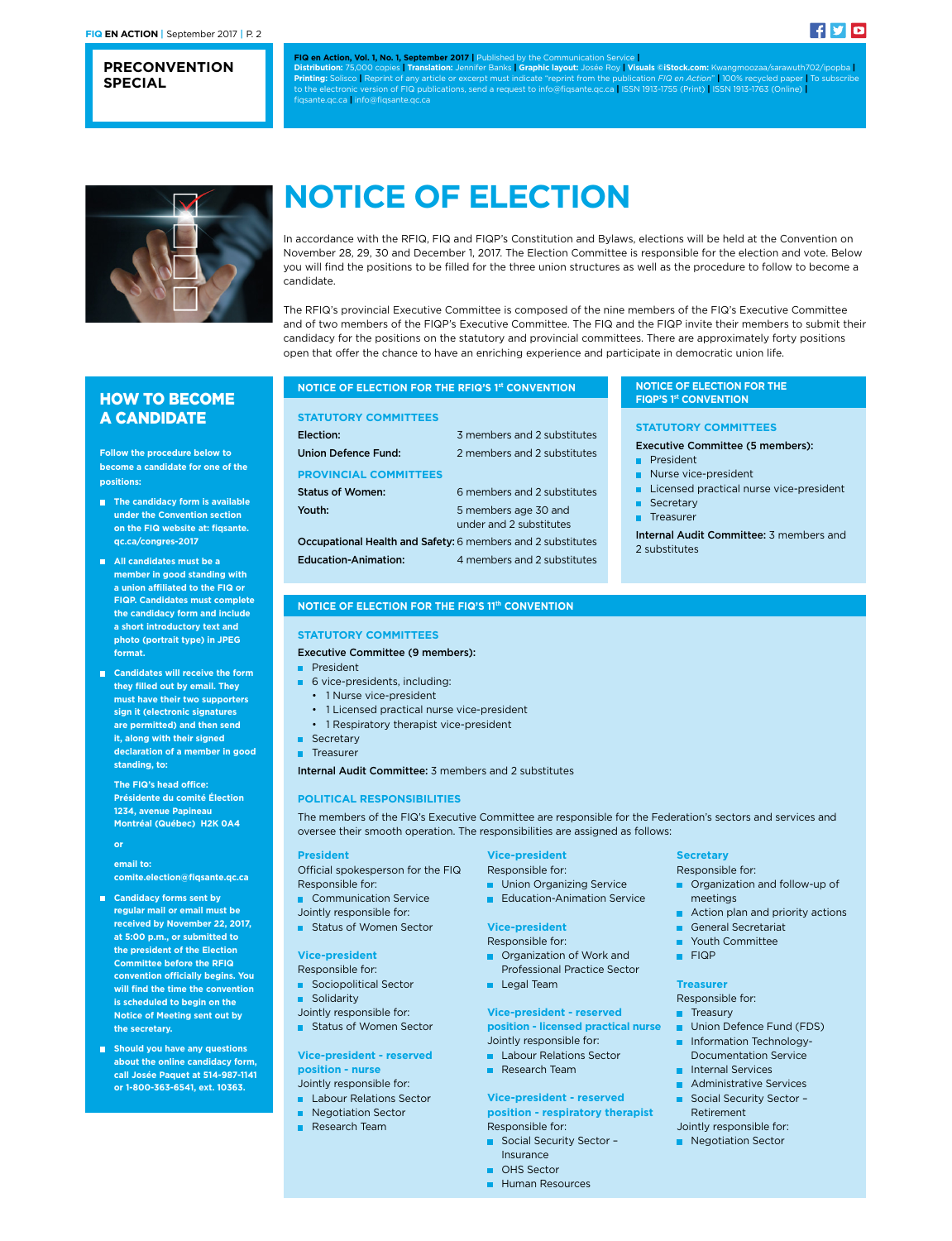PRECONVENTION SPECIAL

**FIQ en Action, Vol. 1, No. 1, September 2017** | Published by the Communication Service | **Distribution:** 75,000 copies | **Translation:** Jennifer Banks | **Graphic layout:** Josée Roy | **Visuals ©iStock.com:** Kwangmoozaa/sarawuth702/ipopba | **Printing:** Solisco | Reprint of any article or excerpt must indicate "reprint from the publication *FIQ en Action*" | 100% recycled paper | To subscribe to the electronic version of FIQ publications, send a request to info@fiqsante.qc.ca | ISSN 1913-1755 (Print) | ISSN 1913-1763 (Online) | fiqsante.qc.ca | info@fiqsante.qc.ca

# NOTICE OF ELECTION

In accordance with the RFIQ, FIQ and FIQP's Constitution and Bylaws, elections will be held at the Convention on November 28, 29, 30 and December 1, 2017. The Election Committee is responsible for the election and vote. Below you will find the positions to be filled for the three union structures as well as the procedure to follow to become a candidate.

The RFIQ's provincial Executive Committee is composed of the nine members of the FIQ's Executive Committee and of two members of the FIQP's Executive Committee. The FIQ and the FIQP invite their members to submit their candidacy for the positions on the statutory and provincial committees. There are approximately forty positions open that offer the chance to have an enriching experience and participate in democratic union life.

## HOW TO BECOME A CANDIDATE

**Follow the procedure below to become a candidate for one of the positions:**

- **The candidacy form is available under the Convention section on the FIQ website at: fiqsante.qc.ca/congres-2017**
- **All candidates must be a member in good standing with a union affiliated to the FIQ or FIQP. Candidates must complete the candidacy form and include a short introductory text and photo (portrait type) in JPEG format.**
- **Candidates will receive the form they filled out by email. They must have their two supporters sign it (electronic signatures are permitted) and then send it, along with their signed declaration of a member in good standing, to:**

  **The FIQ's head office:**
  **Présidente du comité Élection**
  **1234, avenue Papineau**
  **Montréal (Québec) H2K 0A4**

  **or**

  **email to:**
  **comite.election@fiqsante.qc.ca**
- **Candidacy forms sent by regular mail or email must be received by November 22, 2017, at 5:00 p.m., or submitted to the president of the Election Committee before the RFIQ convention officially begins. You will find the time the convention is scheduled to begin on the Notice of Meeting sent out by the secretary.**
- **Should you have any questions about the online candidacy form, call Josée Paquet at 514-987-1141 or 1-800-363-6541, ext. 10363.**

## NOTICE OF ELECTION FOR THE RFIQ'S 1st CONVENTION

### STATUTORY COMMITTEES

| | |
|---|---|
| **Election:** | 3 members and 2 substitutes |
| **Union Defence Fund:** | 2 members and 2 substitutes |

### PROVINCIAL COMMITTEES

| | |
|---|---|
| **Status of Women:** | 6 members and 2 substitutes |
| **Youth:** | 5 members age 30 and under and 2 substitutes |
| **Occupational Health and Safety:** | 6 members and 2 substitutes |
| **Education-Animation:** | 4 members and 2 substitutes |

## NOTICE OF ELECTION FOR THE FIQP'S 1st CONVENTION

### STATUTORY COMMITTEES

**Executive Committee (5 members):**

- President
- Nurse vice-president
- Licensed practical nurse vice-president
- Secretary
- Treasurer

**Internal Audit Committee:** 3 members and 2 substitutes

## NOTICE OF ELECTION FOR THE FIQ'S 11th CONVENTION

### STATUTORY COMMITTEES

**Executive Committee (9 members):**

- President
- 6 vice-presidents, including:
  - 1 Nurse vice-president
  - 1 Licensed practical nurse vice-president
  - 1 Respiratory therapist vice-president
- Secretary
- Treasurer

**Internal Audit Committee:** 3 members and 2 substitutes

### POLITICAL RESPONSIBILITIES

The members of the FIQ's Executive Committee are responsible for the Federation's sectors and services and oversee their smooth operation. The responsibilities are assigned as follows:

**President**
Official spokesperson for the FIQ
Responsible for:
- Communication Service

Jointly responsible for:
- Status of Women Sector

**Vice-president**
Responsible for:
- Sociopolitical Sector
- Solidarity

Jointly responsible for:
- Status of Women Sector

**Vice-president - reserved position - nurse**
Jointly responsible for:
- Labour Relations Sector
- Negotiation Sector
- Research Team

**Vice-president**
Responsible for:
- Union Organizing Service
- Education-Animation Service

**Vice-president**
Responsible for:
- Organization of Work and Professional Practice Sector
- Legal Team

**Vice-president - reserved position - licensed practical nurse**
Jointly responsible for:
- Labour Relations Sector
- Research Team

**Vice-president - reserved position - respiratory therapist**
Responsible for:
- Social Security Sector – Insurance
- OHS Sector
- Human Resources

**Secretary**
Responsible for:
- Organization and follow-up of meetings
- Action plan and priority actions
- General Secretariat
- Youth Committee
- FIQP

**Treasurer**
Responsible for:
- Treasury
- Union Defence Fund (FDS)
- Information Technology-Documentation Service
- Internal Services
- Administrative Services
- Social Security Sector – Retirement

Jointly responsible for:
- Negotiation Sector